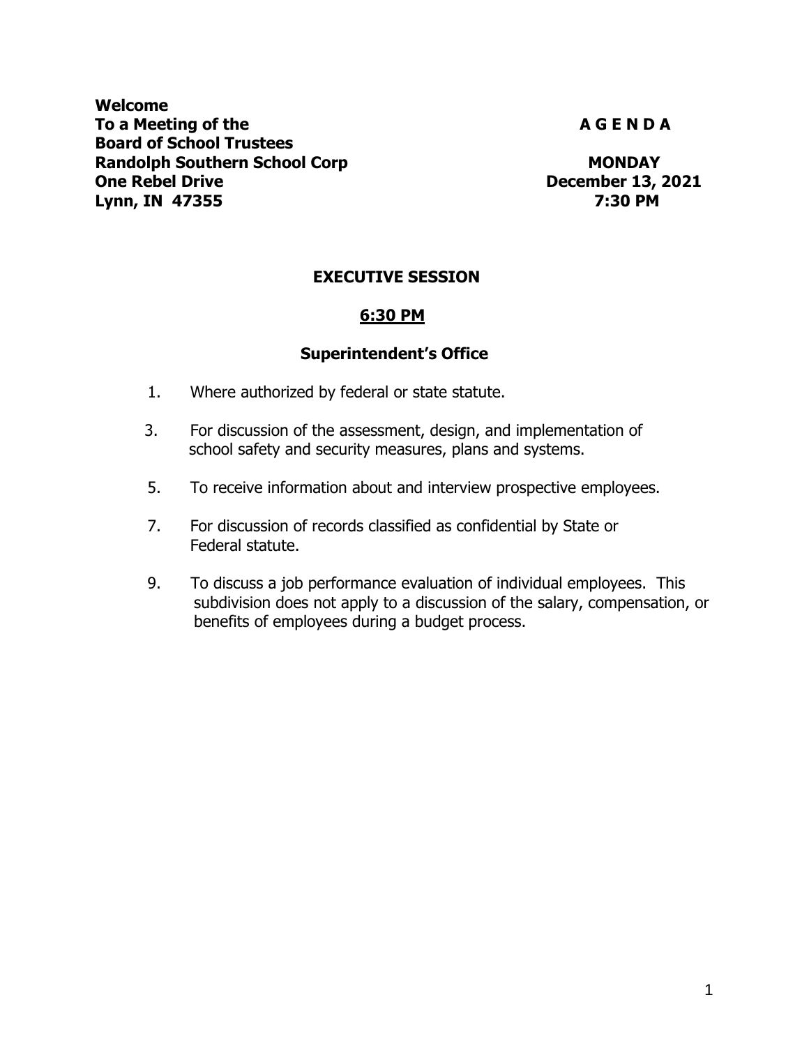**Welcome**
**To a Meeting of the**
**Board of School Trustees**
**Randolph Southern School Corp**
**One Rebel Drive**
**Lynn, IN 47355**

**A G E N D A**

**MONDAY**
**December 13, 2021**
**7:30 PM**

## EXECUTIVE SESSION

**6:30 PM**

**Superintendent's Office**

1. Where authorized by federal or state statute.

3. For discussion of the assessment, design, and implementation of school safety and security measures, plans and systems.

5. To receive information about and interview prospective employees.

7. For discussion of records classified as confidential by State or Federal statute.

9. To discuss a job performance evaluation of individual employees. This subdivision does not apply to a discussion of the salary, compensation, or benefits of employees during a budget process.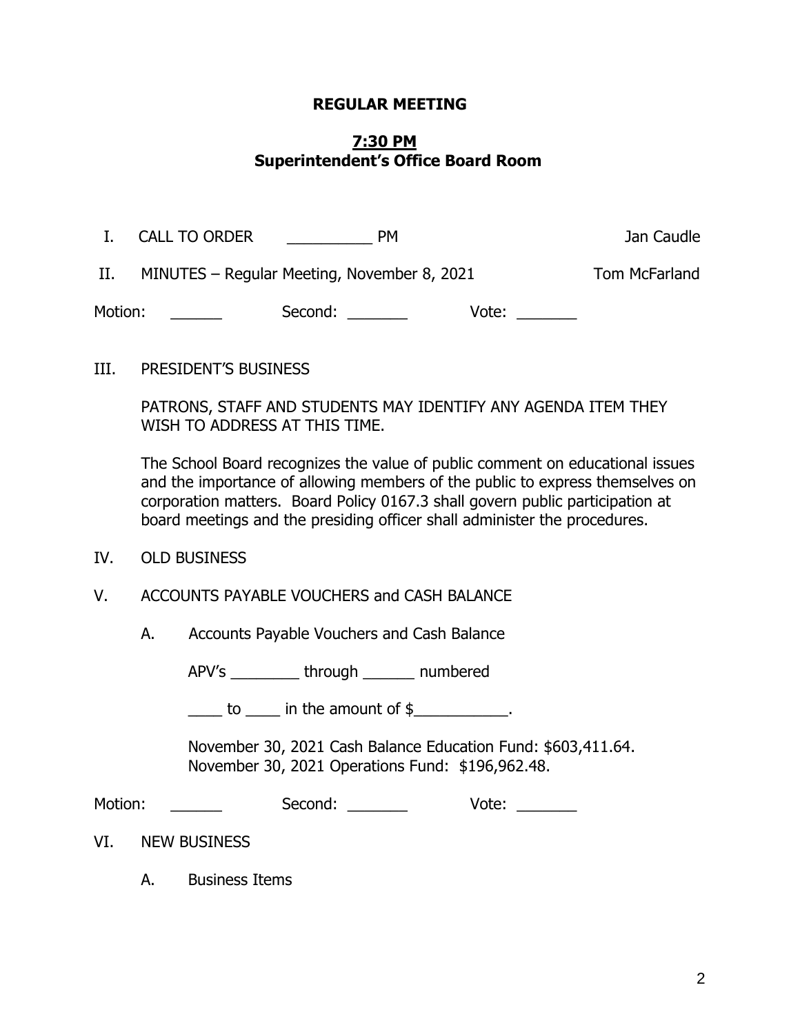**REGULAR MEETING**

**7:30 PM**
**Superintendent's Office Board Room**

I. CALL TO ORDER __________ PM Jan Caudle

II. MINUTES – Regular Meeting, November 8, 2021 Tom McFarland

Motion: ______ Second: _______ Vote: _______

III. PRESIDENT'S BUSINESS

PATRONS, STAFF AND STUDENTS MAY IDENTIFY ANY AGENDA ITEM THEY WISH TO ADDRESS AT THIS TIME.

The School Board recognizes the value of public comment on educational issues and the importance of allowing members of the public to express themselves on corporation matters. Board Policy 0167.3 shall govern public participation at board meetings and the presiding officer shall administer the procedures.

IV. OLD BUSINESS

V. ACCOUNTS PAYABLE VOUCHERS and CASH BALANCE

A. Accounts Payable Vouchers and Cash Balance

APV's ________ through ______ numbered

____ to ____ in the amount of $___________.

November 30, 2021 Cash Balance Education Fund: $603,411.64.
November 30, 2021 Operations Fund: $196,962.48.

Motion: ______ Second: _______ Vote: _______

VI. NEW BUSINESS

A. Business Items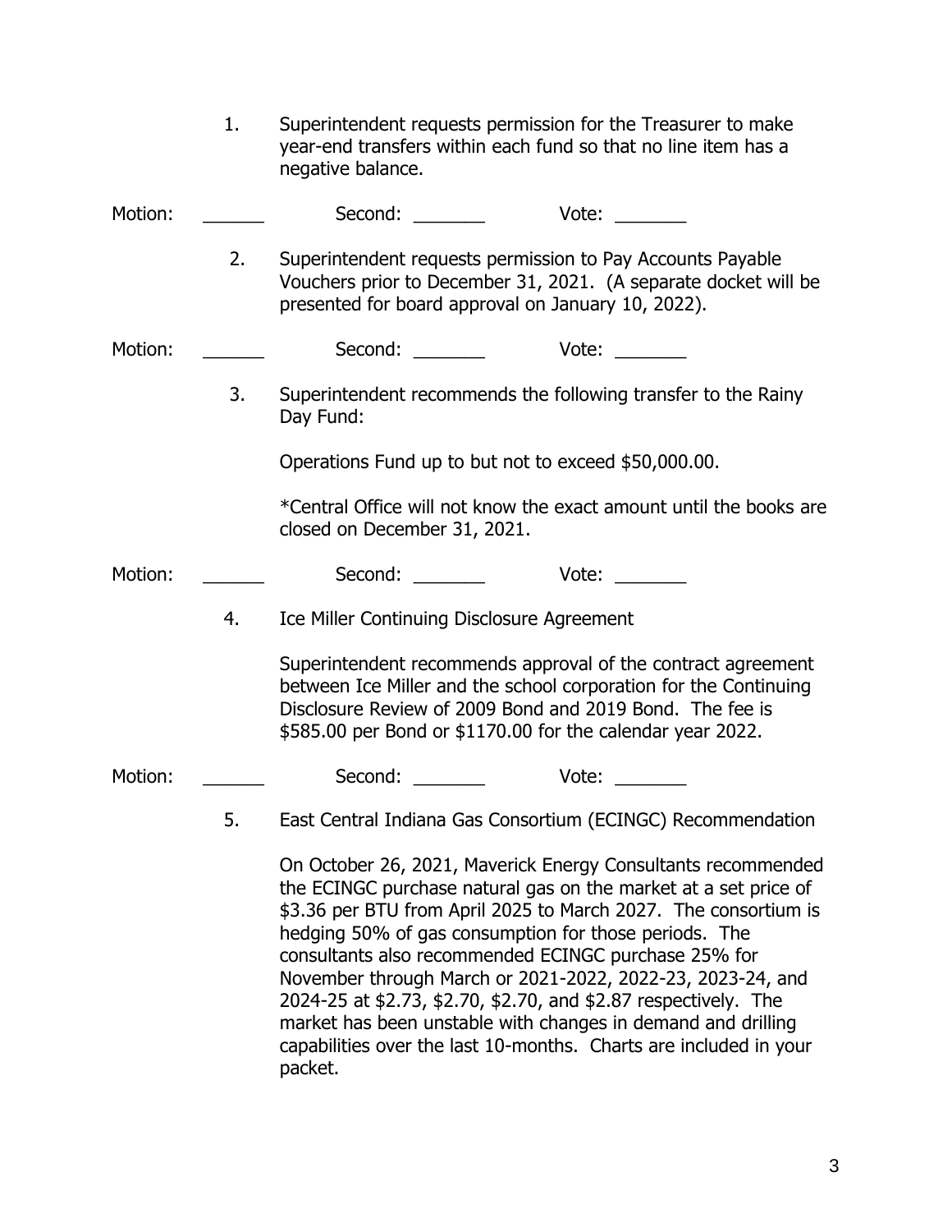1. Superintendent requests permission for the Treasurer to make year-end transfers within each fund so that no line item has a negative balance.

Motion: ______ Second: _______ Vote: _______

2. Superintendent requests permission to Pay Accounts Payable Vouchers prior to December 31, 2021. (A separate docket will be presented for board approval on January 10, 2022).

Motion: ______ Second: _______ Vote: _______

3. Superintendent recommends the following transfer to the Rainy Day Fund:

   Operations Fund up to but not to exceed $50,000.00.

   *Central Office will not know the exact amount until the books are closed on December 31, 2021.

Motion: ______ Second: _______ Vote: _______

4. Ice Miller Continuing Disclosure Agreement

   Superintendent recommends approval of the contract agreement between Ice Miller and the school corporation for the Continuing Disclosure Review of 2009 Bond and 2019 Bond. The fee is $585.00 per Bond or $1170.00 for the calendar year 2022.

Motion: ______ Second: _______ Vote: _______

5. East Central Indiana Gas Consortium (ECINGC) Recommendation

   On October 26, 2021, Maverick Energy Consultants recommended the ECINGC purchase natural gas on the market at a set price of $3.36 per BTU from April 2025 to March 2027. The consortium is hedging 50% of gas consumption for those periods. The consultants also recommended ECINGC purchase 25% for November through March or 2021-2022, 2022-23, 2023-24, and 2024-25 at $2.73, $2.70, $2.70, and $2.87 respectively. The market has been unstable with changes in demand and drilling capabilities over the last 10-months. Charts are included in your packet.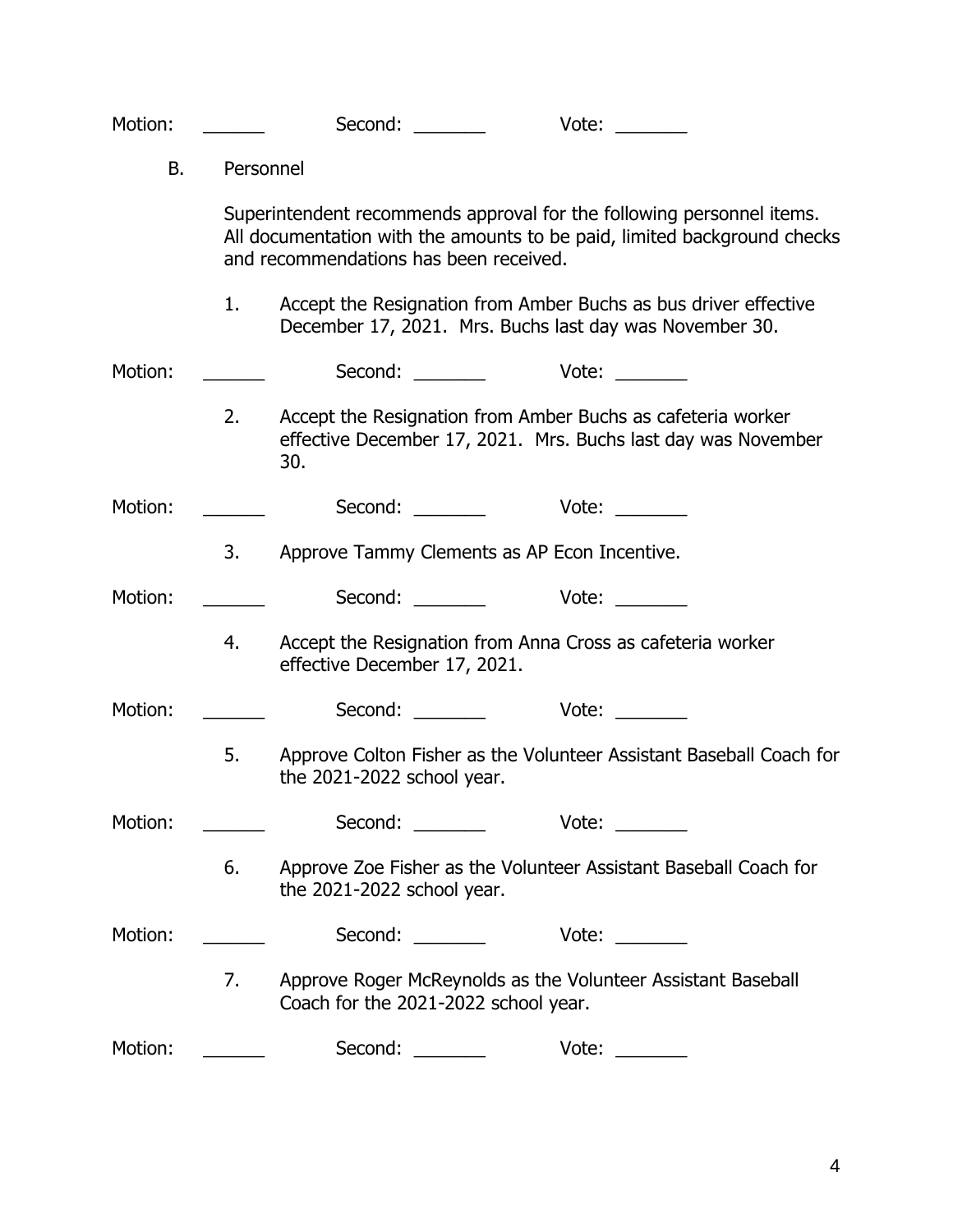Motion: ______ Second: _______ Vote: _______

B. Personnel

Superintendent recommends approval for the following personnel items. All documentation with the amounts to be paid, limited background checks and recommendations has been received.

1. Accept the Resignation from Amber Buchs as bus driver effective December 17, 2021. Mrs. Buchs last day was November 30.

Motion: ______ Second: _______ Vote: _______

2. Accept the Resignation from Amber Buchs as cafeteria worker effective December 17, 2021. Mrs. Buchs last day was November 30.

Motion: ______ Second: _______ Vote: _______

3. Approve Tammy Clements as AP Econ Incentive.

Motion: ______ Second: _______ Vote: _______

4. Accept the Resignation from Anna Cross as cafeteria worker effective December 17, 2021.

Motion: ______ Second: _______ Vote: _______

5. Approve Colton Fisher as the Volunteer Assistant Baseball Coach for the 2021-2022 school year.

Motion: ______ Second: _______ Vote: _______

6. Approve Zoe Fisher as the Volunteer Assistant Baseball Coach for the 2021-2022 school year.

Motion: ______ Second: _______ Vote: _______

7. Approve Roger McReynolds as the Volunteer Assistant Baseball Coach for the 2021-2022 school year.

Motion: ______ Second: _______ Vote: _______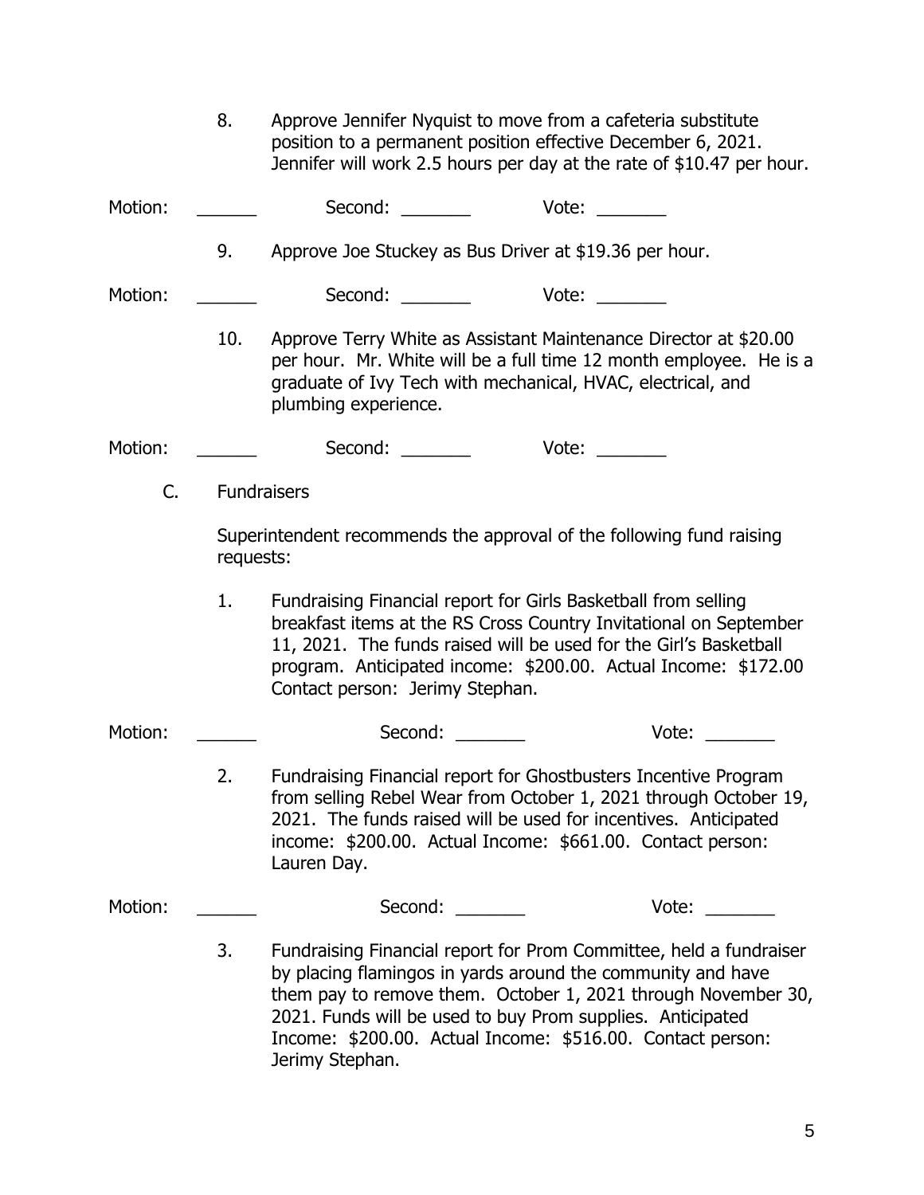8. Approve Jennifer Nyquist to move from a cafeteria substitute position to a permanent position effective December 6, 2021. Jennifer will work 2.5 hours per day at the rate of $10.47 per hour.

Motion: ______ Second: _______ Vote: _______

9. Approve Joe Stuckey as Bus Driver at $19.36 per hour.

Motion: ______ Second: _______ Vote: _______

10. Approve Terry White as Assistant Maintenance Director at $20.00 per hour. Mr. White will be a full time 12 month employee. He is a graduate of Ivy Tech with mechanical, HVAC, electrical, and plumbing experience.

Motion: ______ Second: _______ Vote: _______

C. Fundraisers

Superintendent recommends the approval of the following fund raising requests:

1. Fundraising Financial report for Girls Basketball from selling breakfast items at the RS Cross Country Invitational on September 11, 2021. The funds raised will be used for the Girl's Basketball program. Anticipated income: $200.00. Actual Income: $172.00 Contact person: Jerimy Stephan.

Motion: ______ Second: _______ Vote: _______

2. Fundraising Financial report for Ghostbusters Incentive Program from selling Rebel Wear from October 1, 2021 through October 19, 2021. The funds raised will be used for incentives. Anticipated income: $200.00. Actual Income: $661.00. Contact person: Lauren Day.

Motion: ______ Second: _______ Vote: _______

3. Fundraising Financial report for Prom Committee, held a fundraiser by placing flamingos in yards around the community and have them pay to remove them. October 1, 2021 through November 30, 2021. Funds will be used to buy Prom supplies. Anticipated Income: $200.00. Actual Income: $516.00. Contact person: Jerimy Stephan.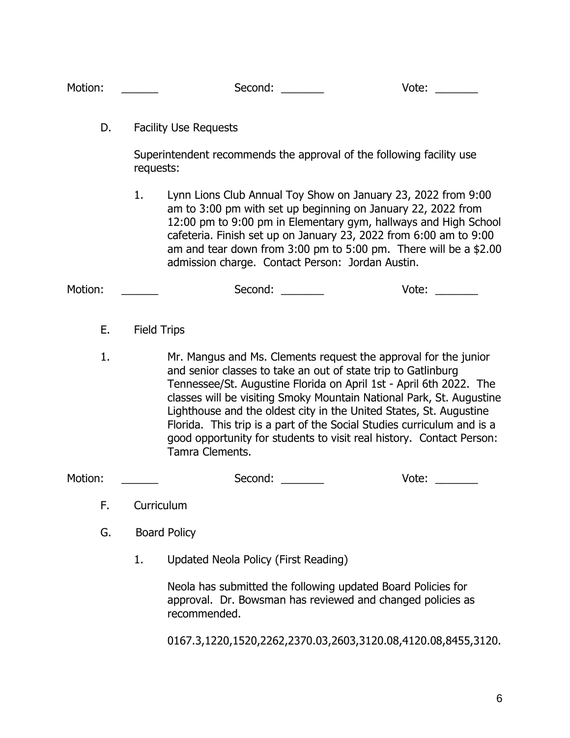Motion: ______ Second: _______ Vote: _______

D. Facility Use Requests

Superintendent recommends the approval of the following facility use requests:

1. Lynn Lions Club Annual Toy Show on January 23, 2022 from 9:00 am to 3:00 pm with set up beginning on January 22, 2022 from 12:00 pm to 9:00 pm in Elementary gym, hallways and High School cafeteria. Finish set up on January 23, 2022 from 6:00 am to 9:00 am and tear down from 3:00 pm to 5:00 pm. There will be a $2.00 admission charge. Contact Person: Jordan Austin.

Motion: ______ Second: _______ Vote: _______

E. Field Trips

1. Mr. Mangus and Ms. Clements request the approval for the junior and senior classes to take an out of state trip to Gatlinburg Tennessee/St. Augustine Florida on April 1st - April 6th 2022. The classes will be visiting Smoky Mountain National Park, St. Augustine Lighthouse and the oldest city in the United States, St. Augustine Florida. This trip is a part of the Social Studies curriculum and is a good opportunity for students to visit real history. Contact Person: Tamra Clements.

Motion: ______ Second: _______ Vote: _______

F. Curriculum

G. Board Policy

1. Updated Neola Policy (First Reading)

   Neola has submitted the following updated Board Policies for approval. Dr. Bowsman has reviewed and changed policies as recommended.

   0167.3,1220,1520,2262,2370.03,2603,3120.08,4120.08,8455,3120.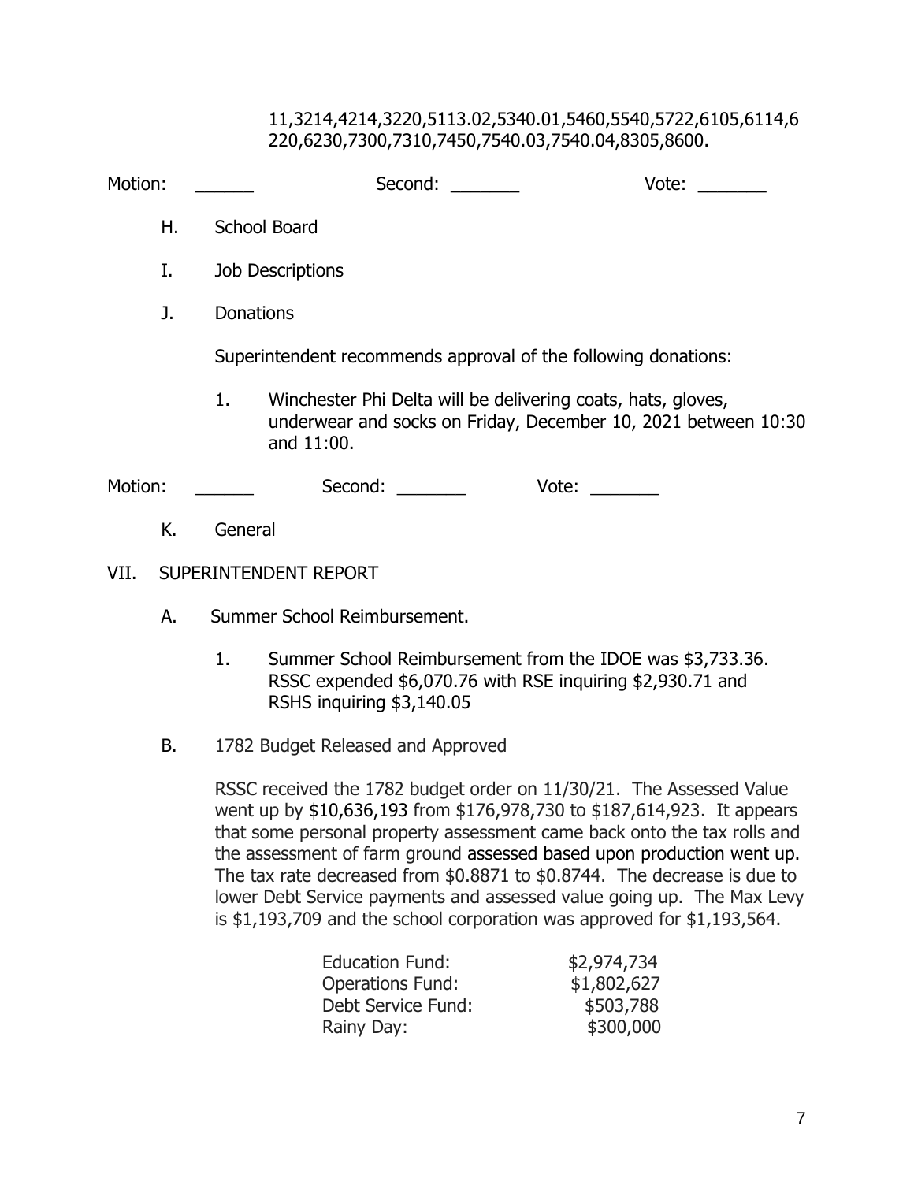11,3214,4214,3220,5113.02,5340.01,5460,5540,5722,6105,6114,6220,6230,7300,7310,7450,7540.03,7540.04,8305,8600.

Motion: ______ Second: _______ Vote: _______

H. School Board

I. Job Descriptions

J. Donations

Superintendent recommends approval of the following donations:

1. Winchester Phi Delta will be delivering coats, hats, gloves, underwear and socks on Friday, December 10, 2021 between 10:30 and 11:00.

Motion: ______ Second: _______ Vote: _______

K. General

VII. SUPERINTENDENT REPORT

A. Summer School Reimbursement.

1. Summer School Reimbursement from the IDOE was $3,733.36. RSSC expended $6,070.76 with RSE inquiring $2,930.71 and RSHS inquiring $3,140.05

B. 1782 Budget Released and Approved

RSSC received the 1782 budget order on 11/30/21. The Assessed Value went up by $10,636,193 from $176,978,730 to $187,614,923. It appears that some personal property assessment came back onto the tax rolls and the assessment of farm ground assessed based upon production went up. The tax rate decreased from $0.8871 to $0.8744. The decrease is due to lower Debt Service payments and assessed value going up. The Max Levy is $1,193,709 and the school corporation was approved for $1,193,564.

| | |
|---|---|
| Education Fund: | $2,974,734 |
| Operations Fund: | $1,802,627 |
| Debt Service Fund: | $503,788 |
| Rainy Day: | $300,000 |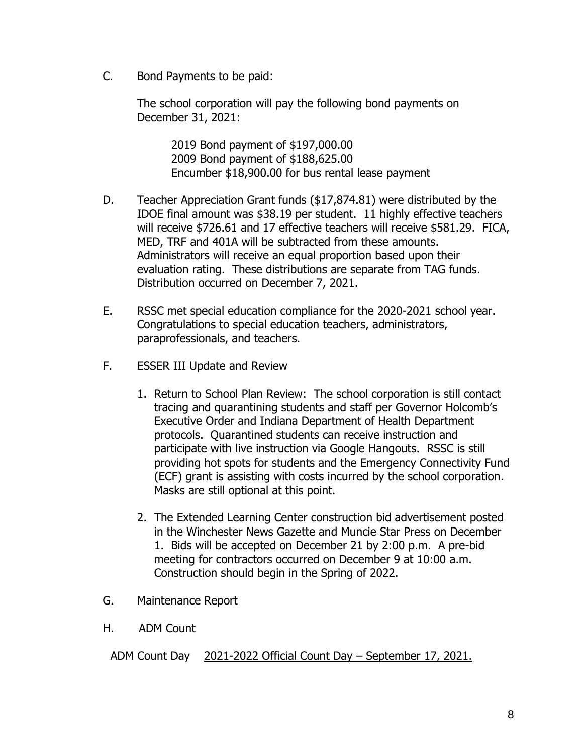C. Bond Payments to be paid:

The school corporation will pay the following bond payments on December 31, 2021:

2019 Bond payment of $197,000.00
2009 Bond payment of $188,625.00
Encumber $18,900.00 for bus rental lease payment

D. Teacher Appreciation Grant funds ($17,874.81) were distributed by the IDOE final amount was $38.19 per student. 11 highly effective teachers will receive $726.61 and 17 effective teachers will receive $581.29. FICA, MED, TRF and 401A will be subtracted from these amounts. Administrators will receive an equal proportion based upon their evaluation rating. These distributions are separate from TAG funds. Distribution occurred on December 7, 2021.

E. RSSC met special education compliance for the 2020-2021 school year. Congratulations to special education teachers, administrators, paraprofessionals, and teachers.

F. ESSER III Update and Review

1. Return to School Plan Review: The school corporation is still contact tracing and quarantining students and staff per Governor Holcomb's Executive Order and Indiana Department of Health Department protocols. Quarantined students can receive instruction and participate with live instruction via Google Hangouts. RSSC is still providing hot spots for students and the Emergency Connectivity Fund (ECF) grant is assisting with costs incurred by the school corporation. Masks are still optional at this point.

2. The Extended Learning Center construction bid advertisement posted in the Winchester News Gazette and Muncie Star Press on December 1. Bids will be accepted on December 21 by 2:00 p.m. A pre-bid meeting for contractors occurred on December 9 at 10:00 a.m. Construction should begin in the Spring of 2022.

G. Maintenance Report

H. ADM Count

ADM Count Day <u>2021-2022 Official Count Day – September 17, 2021.</u>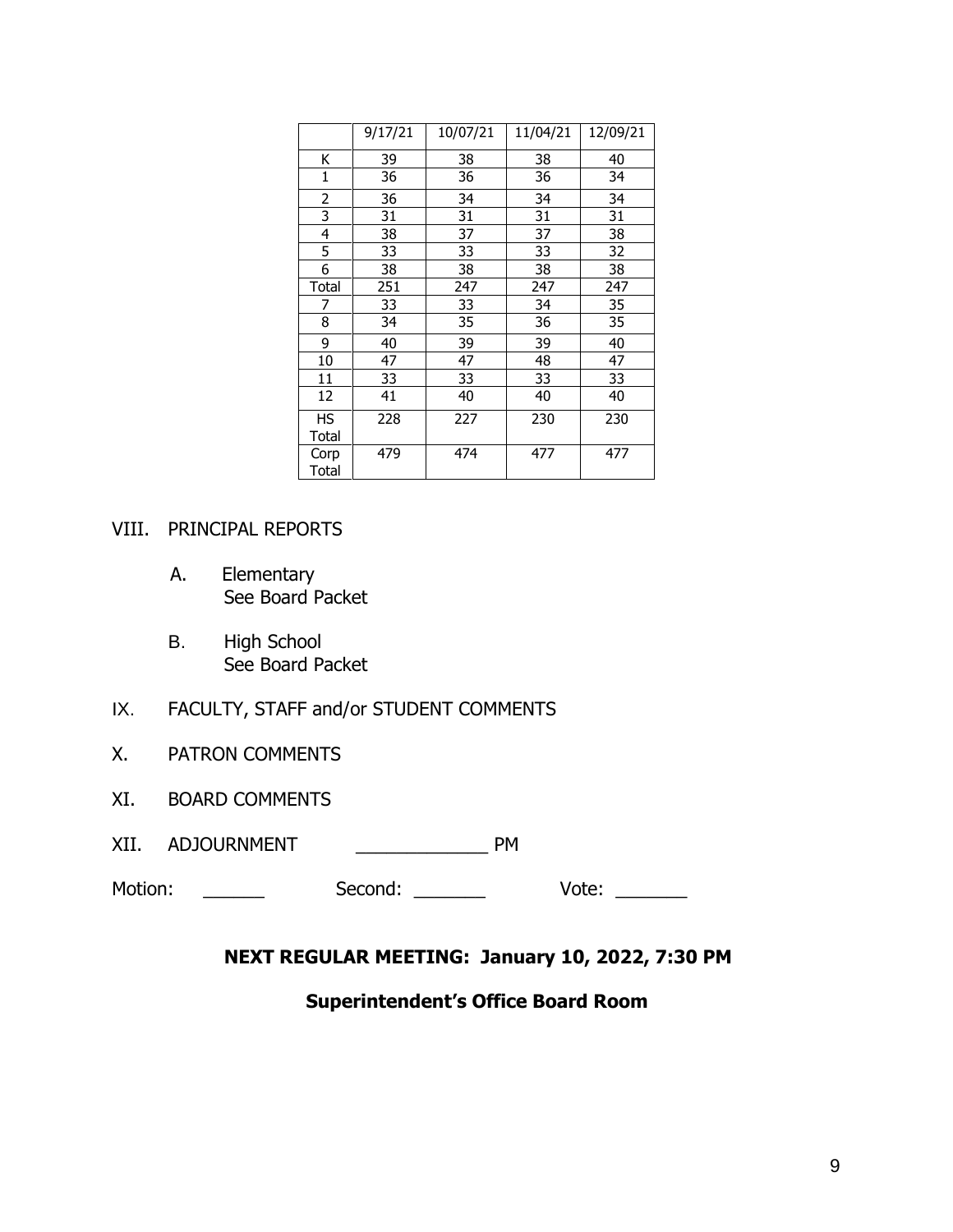| | 9/17/21 | 10/07/21 | 11/04/21 | 12/09/21 |
|---|---|---|---|---|
| K | 39 | 38 | 38 | 40 |
| 1 | 36 | 36 | 36 | 34 |
| 2 | 36 | 34 | 34 | 34 |
| 3 | 31 | 31 | 31 | 31 |
| 4 | 38 | 37 | 37 | 38 |
| 5 | 33 | 33 | 33 | 32 |
| 6 | 38 | 38 | 38 | 38 |
| Total | 251 | 247 | 247 | 247 |
| 7 | 33 | 33 | 34 | 35 |
| 8 | 34 | 35 | 36 | 35 |
| 9 | 40 | 39 | 39 | 40 |
| 10 | 47 | 47 | 48 | 47 |
| 11 | 33 | 33 | 33 | 33 |
| 12 | 41 | 40 | 40 | 40 |
| HS Total | 228 | 227 | 230 | 230 |
| Corp Total | 479 | 474 | 477 | 477 |

VIII. PRINCIPAL REPORTS

A. Elementary
See Board Packet

B. High School
See Board Packet

IX. FACULTY, STAFF and/or STUDENT COMMENTS

X. PATRON COMMENTS

XI. BOARD COMMENTS

XII. ADJOURNMENT _____________ PM

Motion: ______ Second: _______ Vote: _______

**NEXT REGULAR MEETING: January 10, 2022, 7:30 PM**

**Superintendent's Office Board Room**